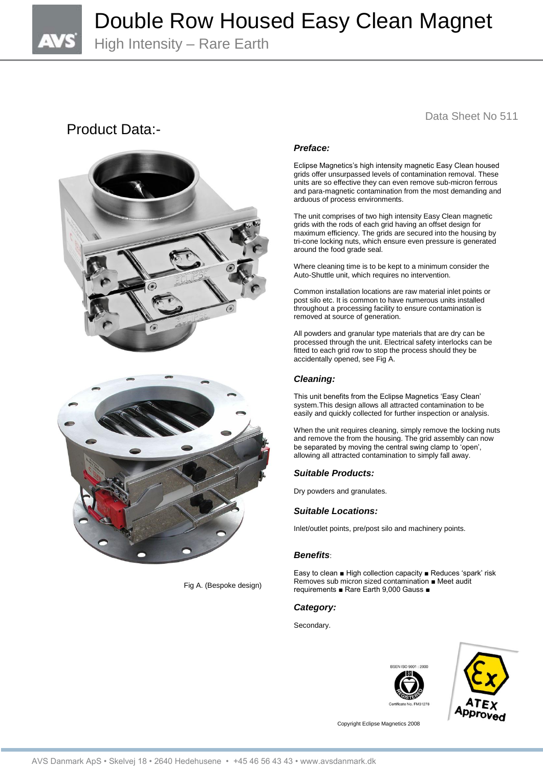# Double Row Housed Easy Clean Magnet

High Intensity – Rare Earth

Data Sheet No 511

## Product Data:-

### *Preface:*

Eclipse Magnetics's high intensity magnetic Easy Clean housed grids offer unsurpassed levels of contamination removal. These units are so effective they can even remove sub-micron ferrous and para-magnetic contamination from the most demanding and arduous of process environments.

The unit comprises of two high intensity Easy Clean magnetic grids with the rods of each grid having an offset design for maximum efficiency. The grids are secured into the housing by tri-cone locking nuts, which ensure even pressure is generated around the food grade seal.

Where cleaning time is to be kept to a minimum consider the Auto-Shuttle unit, which requires no intervention.

Common installation locations are raw material inlet points or post silo etc. It is common to have numerous units installed throughout a processing facility to ensure contamination is removed at source of generation.

All powders and granular type materials that are dry can be processed through the unit. Electrical safety interlocks can be fitted to each grid row to stop the process should they be accidentally opened, see Fig A.

### *Cleaning:*

This unit benefits from the Eclipse Magnetics 'Easy Clean' system.This design allows all attracted contamination to be easily and quickly collected for further inspection or analysis.

When the unit requires cleaning, simply remove the locking nuts and remove the from the housing. The grid assembly can now be separated by moving the central swing clamp to 'open', allowing all attracted contamination to simply fall away.

### *Suitable Products:*

Dry powders and granulates.

### *Suitable Locations:*

Inlet/outlet points, pre/post silo and machinery points.

### *Benefits*:

Easy to clean ■ High collection capacity ■ Reduces 'spark' risk Removes sub micron sized contamination ■ Meet audit requirements ■ Rare Earth 9,000 Gauss ■

### *Category:*

Secondary.

Fig A. (Bespoke design)

BSEN ISO 9001 : 2000

Certificate No. FM31278

ATEX Approved

Copyright Eclipse Magnetics 2008

AVS Danmark ApS • Skelvej 18 • 2640 Hedehusene • +45 46 56 43 43 • www.avsdanmark.dk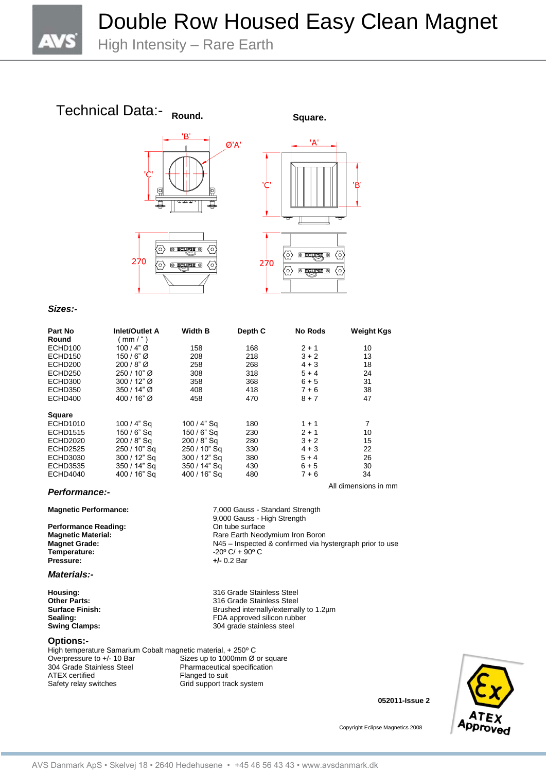# Double Row Housed Easy Clean Magnet

## High Intensity – Rare Earth

Technical Data:-

**Round.**

'B'

Ø'A'

'C'

270

**Square.**

'A'

'C'

'B'

270

### *Sizes:-*

| Part No | Inlet/Outlet A | Width B | Depth C | No Rods | Weight Kgs |
|---|---|---|---|---|---|
| **Round** | ( mm / " ) | | | | |
| ECHD100 | 100 / 4" Ø | 158 | 168 | 2 + 1 | 10 |
| ECHD150 | 150 / 6" Ø | 208 | 218 | 3 + 2 | 13 |
| ECHD200 | 200 / 8" Ø | 258 | 268 | 4 + 3 | 18 |
| ECHD250 | 250 / 10" Ø | 308 | 318 | 5 + 4 | 24 |
| ECHD300 | 300 / 12" Ø | 358 | 368 | 6 + 5 | 31 |
| ECHD350 | 350 / 14" Ø | 408 | 418 | 7 + 6 | 38 |
| ECHD400 | 400 / 16" Ø | 458 | 470 | 8 + 7 | 47 |
| **Square** | | | | | |
| ECHD1010 | 100 / 4" Sq | 100 / 4" Sq | 180 | 1 + 1 | 7 |
| ECHD1515 | 150 / 6" Sq | 150 / 6" Sq | 230 | 2 + 1 | 10 |
| ECHD2020 | 200 / 8" Sq | 200 / 8" Sq | 280 | 3 + 2 | 15 |
| ECHD2525 | 250 / 10" Sq | 250 / 10" Sq | 330 | 4 + 3 | 22 |
| ECHD3030 | 300 / 12" Sq | 300 / 12" Sq | 380 | 5 + 4 | 26 |
| ECHD3535 | 350 / 14" Sq | 350 / 14" Sq | 430 | 6 + 5 | 30 |
| ECHD4040 | 400 / 16" Sq | 400 / 16" Sq | 480 | 7 + 6 | 34 |

All dimensions in mm

### *Performance:-*

**Magnetic Performance:** 7,000 Gauss - Standard Strength
9,000 Gauss - High Strength
**Performance Reading:** On tube surface
**Magnetic Material:** Rare Earth Neodymium Iron Boron
**Magnet Grade:** N45 – Inspected & confirmed via hystergraph prior to use
**Temperature:** -20º C/ + 90º C
**Pressure:** **+/-** 0.2 Bar

### *Materials:-*

**Housing:** 316 Grade Stainless Steel
**Other Parts:** 316 Grade Stainless Steel
**Surface Finish:** Brushed internally/externally to 1.2µm
**Sealing:** FDA approved silicon rubber
**Swing Clamps:** 304 grade stainless steel

### Options:-

High temperature Samarium Cobalt magnetic material, + 250º C

- Overpressure to +/- 10 Bar
- 304 Grade Stainless Steel
- ATEX certified
- Safety relay switches
- Sizes up to 1000mm Ø or square
- Pharmaceutical specification
- Flanged to suit
- Grid support track system

ATEX Approved

**052011-Issue 2**

Copyright Eclipse Magnetics 2008

AVS Danmark ApS • Skelvej 18 • 2640 Hedehusene • +45 46 56 43 43 • www.avsdanmark.dk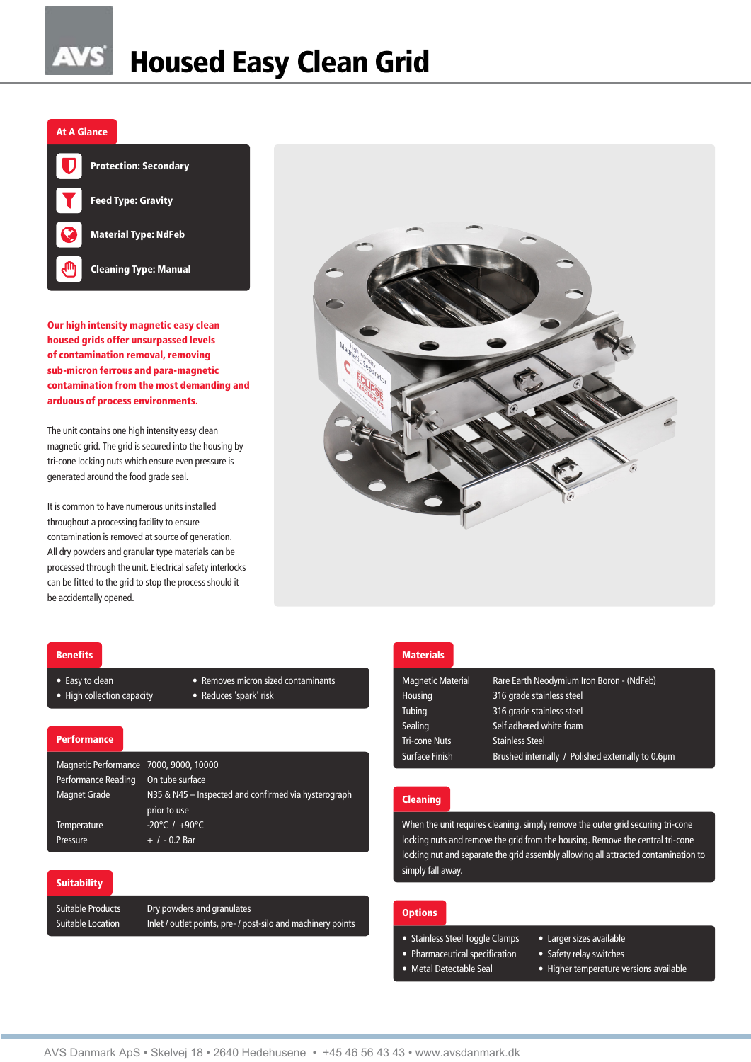# Housed Easy Clean Grid

## At A Glance

- **Protection: Secondary**
- **Feed Type: Gravity**
- **Material Type: NdFeb**
- **Cleaning Type: Manual**

**Our high intensity magnetic easy clean housed grids offer unsurpassed levels of contamination removal, removing sub-micron ferrous and para-magnetic contamination from the most demanding and arduous of process environments.**

The unit contains one high intensity easy clean magnetic grid. The grid is secured into the housing by tri-cone locking nuts which ensure even pressure is generated around the food grade seal.

It is common to have numerous units installed throughout a processing facility to ensure contamination is removed at source of generation. All dry powders and granular type materials can be processed through the unit. Electrical safety interlocks can be fitted to the grid to stop the process should it be accidentally opened.

## Benefits

- Easy to clean
- High collection capacity
- Removes micron sized contaminants
- Reduces 'spark' risk

## Performance

| | |
|---|---|
| Magnetic Performance | 7000, 9000, 10000 |
| Performance Reading | On tube surface |
| Magnet Grade | N35 & N45 – Inspected and confirmed via hysterograph prior to use |
| Temperature | -20°C / +90°C |
| Pressure | + / - 0.2 Bar |

## Suitability

| | |
|---|---|
| Suitable Products | Dry powders and granulates |
| Suitable Location | Inlet / outlet points, pre- / post-silo and machinery points |

## Materials

| | |
|---|---|
| Magnetic Material | Rare Earth Neodymium Iron Boron - (NdFeb) |
| Housing | 316 grade stainless steel |
| Tubing | 316 grade stainless steel |
| Sealing | Self adhered white foam |
| Tri-cone Nuts | Stainless Steel |
| Surface Finish | Brushed internally / Polished externally to 0.6μm |

## Cleaning

When the unit requires cleaning, simply remove the outer grid securing tri-cone locking nuts and remove the grid from the housing. Remove the central tri-cone locking nut and separate the grid assembly allowing all attracted contamination to simply fall away.

## Options

- Stainless Steel Toggle Clamps
- Pharmaceutical specification
- Metal Detectable Seal
- Larger sizes available
- Safety relay switches
- Higher temperature versions available

AVS Danmark ApS • Skelvej 18 • 2640 Hedehusene • +45 46 56 43 43 • www.avsdanmark.dk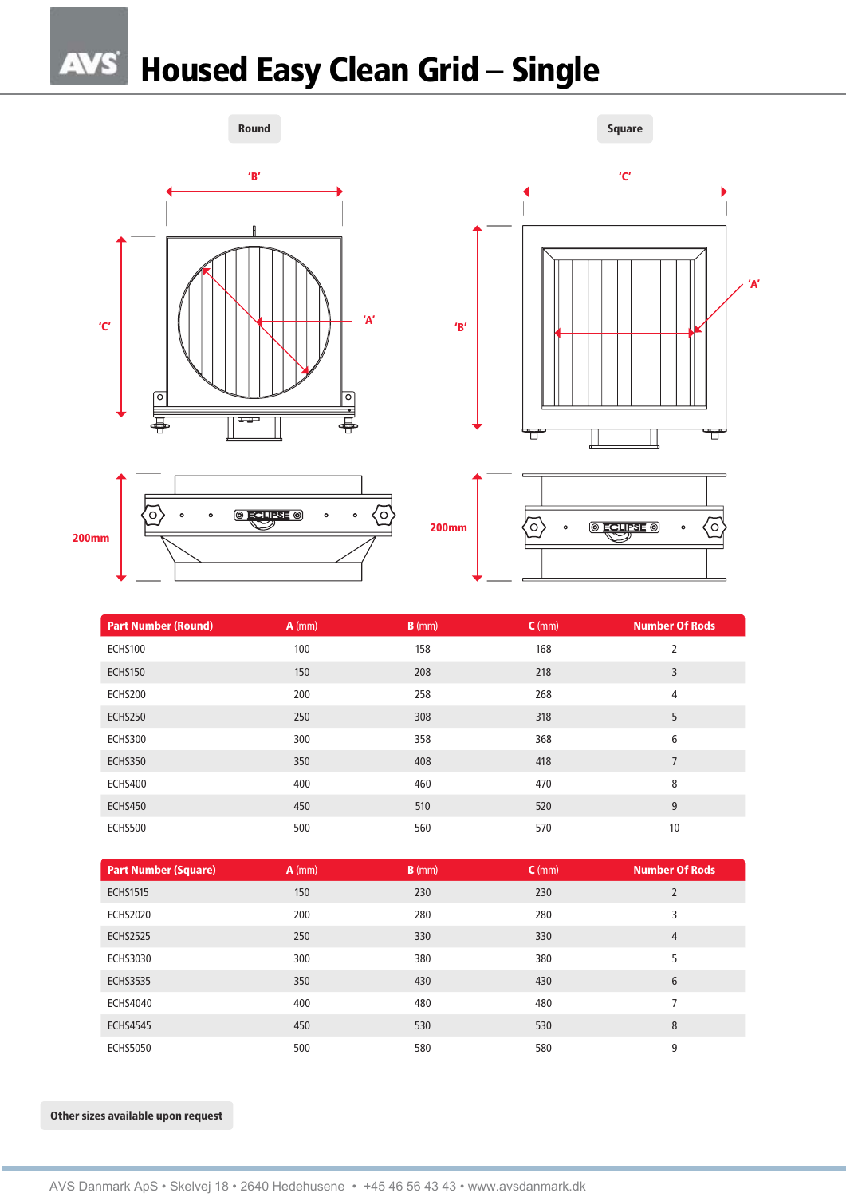# Housed Easy Clean Grid – Single

Round

Square

'B'

'C'

'A'

'C'

'B'

'A'

200mm

200mm

| Part Number (Round) | A (mm) | B (mm) | C (mm) | Number Of Rods |
|---|---|---|---|---|
| ECHS100 | 100 | 158 | 168 | 2 |
| ECHS150 | 150 | 208 | 218 | 3 |
| ECHS200 | 200 | 258 | 268 | 4 |
| ECHS250 | 250 | 308 | 318 | 5 |
| ECHS300 | 300 | 358 | 368 | 6 |
| ECHS350 | 350 | 408 | 418 | 7 |
| ECHS400 | 400 | 460 | 470 | 8 |
| ECHS450 | 450 | 510 | 520 | 9 |
| ECHS500 | 500 | 560 | 570 | 10 |

| Part Number (Square) | A (mm) | B (mm) | C (mm) | Number Of Rods |
|---|---|---|---|---|
| ECHS1515 | 150 | 230 | 230 | 2 |
| ECHS2020 | 200 | 280 | 280 | 3 |
| ECHS2525 | 250 | 330 | 330 | 4 |
| ECHS3030 | 300 | 380 | 380 | 5 |
| ECHS3535 | 350 | 430 | 430 | 6 |
| ECHS4040 | 400 | 480 | 480 | 7 |
| ECHS4545 | 450 | 530 | 530 | 8 |
| ECHS5050 | 500 | 580 | 580 | 9 |

**Other sizes available upon request**

AVS Danmark ApS • Skelvej 18 • 2640 Hedehusene • +45 46 56 43 43 • www.avsdanmark.dk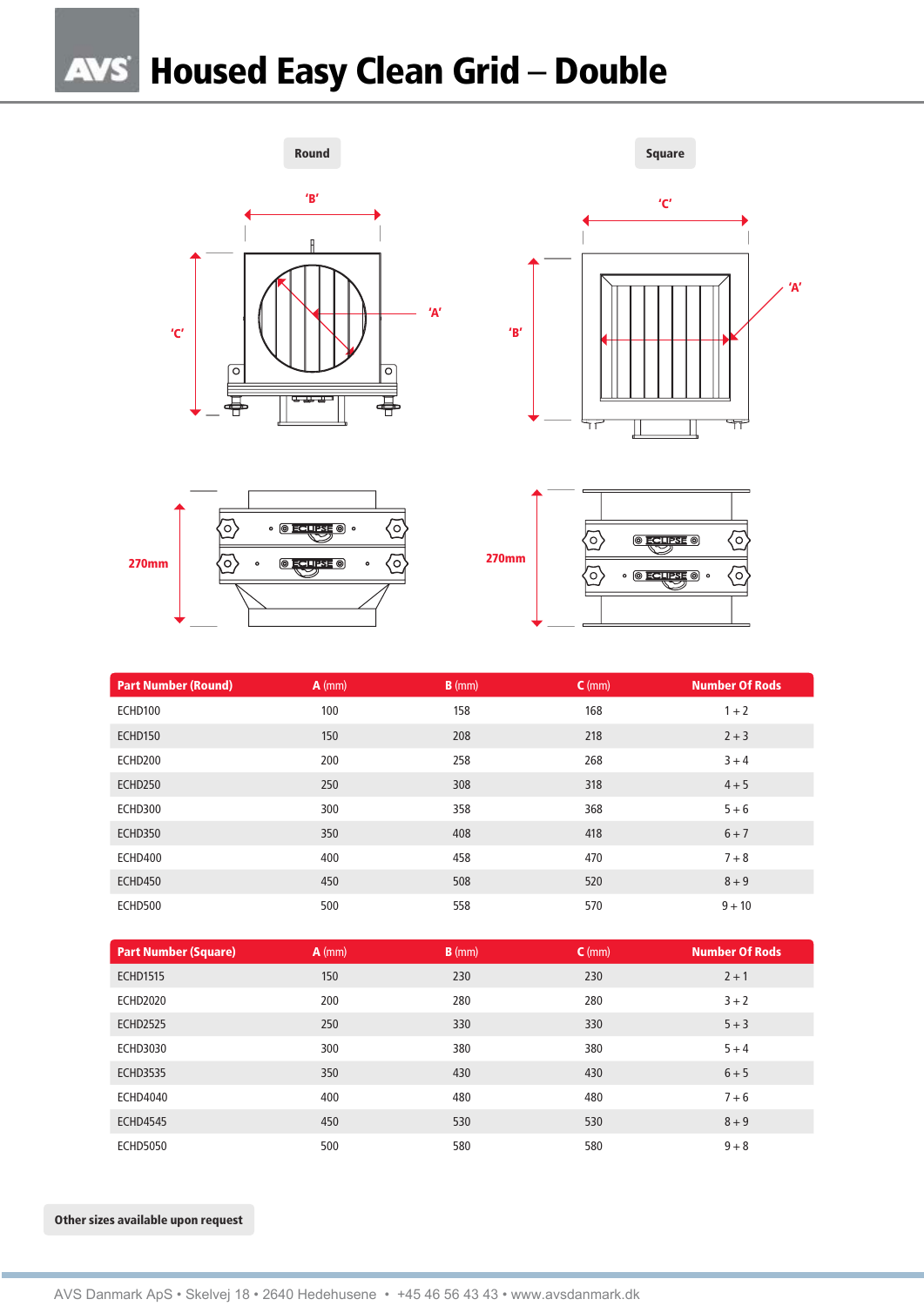# Housed Easy Clean Grid – Double

Round

'B'

'A'

'C'

Square

'C'

'A'

'B'

270mm

270mm

| Part Number (Round) | A (mm) | B (mm) | C (mm) | Number Of Rods |
|---|---|---|---|---|
| ECHD100 | 100 | 158 | 168 | 1 + 2 |
| ECHD150 | 150 | 208 | 218 | 2 + 3 |
| ECHD200 | 200 | 258 | 268 | 3 + 4 |
| ECHD250 | 250 | 308 | 318 | 4 + 5 |
| ECHD300 | 300 | 358 | 368 | 5 + 6 |
| ECHD350 | 350 | 408 | 418 | 6 + 7 |
| ECHD400 | 400 | 458 | 470 | 7 + 8 |
| ECHD450 | 450 | 508 | 520 | 8 + 9 |
| ECHD500 | 500 | 558 | 570 | 9 + 10 |

| Part Number (Square) | A (mm) | B (mm) | C (mm) | Number Of Rods |
|---|---|---|---|---|
| ECHD1515 | 150 | 230 | 230 | 2 + 1 |
| ECHD2020 | 200 | 280 | 280 | 3 + 2 |
| ECHD2525 | 250 | 330 | 330 | 5 + 3 |
| ECHD3030 | 300 | 380 | 380 | 5 + 4 |
| ECHD3535 | 350 | 430 | 430 | 6 + 5 |
| ECHD4040 | 400 | 480 | 480 | 7 + 6 |
| ECHD4545 | 450 | 530 | 530 | 8 + 9 |
| ECHD5050 | 500 | 580 | 580 | 9 + 8 |

**Other sizes available upon request**

AVS Danmark ApS • Skelvej 18 • 2640 Hedehusene • +45 46 56 43 43 • www.avsdanmark.dk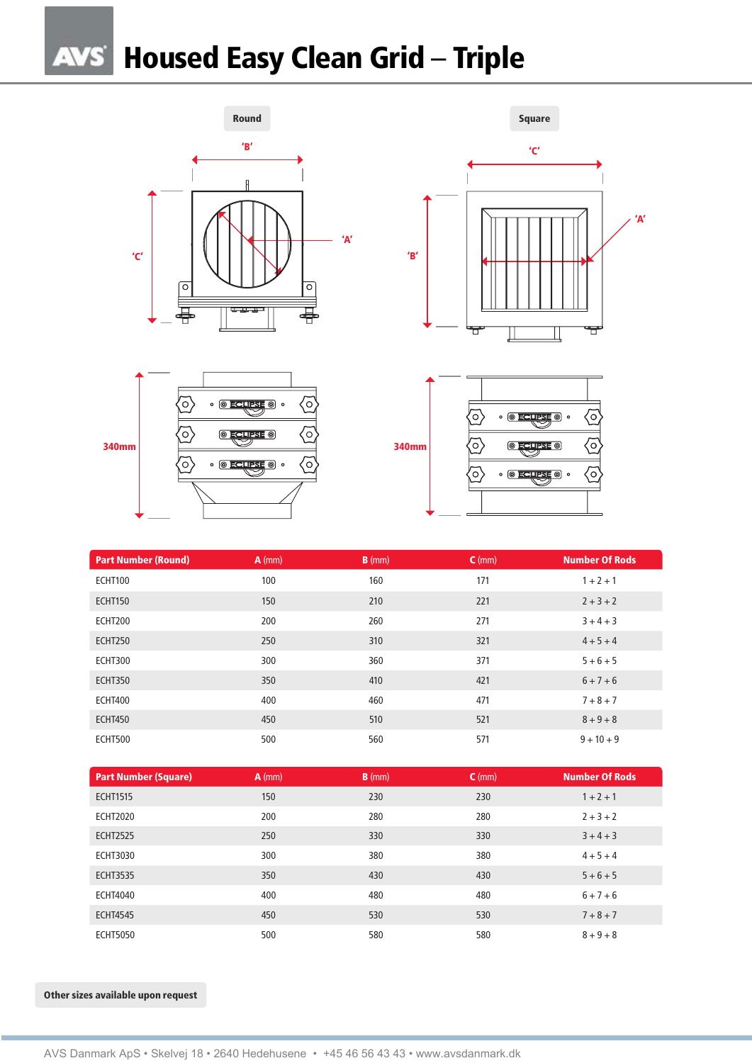# Housed Easy Clean Grid – Triple

Round

'B'

'A'

'C'

340mm

Square

'C'

'A'

'B'

340mm

| Part Number (Round) | A (mm) | B (mm) | C (mm) | Number Of Rods |
|---|---|---|---|---|
| ECHT100 | 100 | 160 | 171 | 1 + 2 + 1 |
| ECHT150 | 150 | 210 | 221 | 2 + 3 + 2 |
| ECHT200 | 200 | 260 | 271 | 3 + 4 + 3 |
| ECHT250 | 250 | 310 | 321 | 4 + 5 + 4 |
| ECHT300 | 300 | 360 | 371 | 5 + 6 + 5 |
| ECHT350 | 350 | 410 | 421 | 6 + 7 + 6 |
| ECHT400 | 400 | 460 | 471 | 7 + 8 + 7 |
| ECHT450 | 450 | 510 | 521 | 8 + 9 + 8 |
| ECHT500 | 500 | 560 | 571 | 9 + 10 + 9 |

| Part Number (Square) | A (mm) | B (mm) | C (mm) | Number Of Rods |
|---|---|---|---|---|
| ECHT1515 | 150 | 230 | 230 | 1 + 2 + 1 |
| ECHT2020 | 200 | 280 | 280 | 2 + 3 + 2 |
| ECHT2525 | 250 | 330 | 330 | 3 + 4 + 3 |
| ECHT3030 | 300 | 380 | 380 | 4 + 5 + 4 |
| ECHT3535 | 350 | 430 | 430 | 5 + 6 + 5 |
| ECHT4040 | 400 | 480 | 480 | 6 + 7 + 6 |
| ECHT4545 | 450 | 530 | 530 | 7 + 8 + 7 |
| ECHT5050 | 500 | 580 | 580 | 8 + 9 + 8 |

**Other sizes available upon request**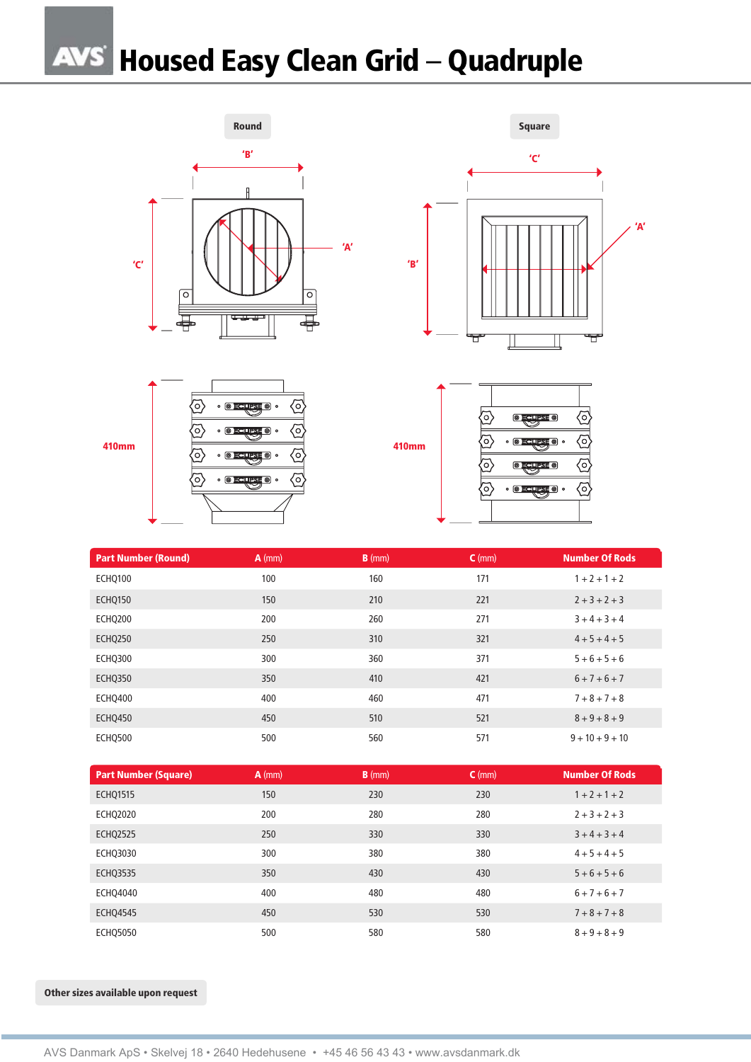# Housed Easy Clean Grid – Quadruple

Round

'B'

'A'

'C'

Square

'C'

'A'

'B'

410mm

410mm

| Part Number (Round) | A (mm) | B (mm) | C (mm) | Number Of Rods |
|---|---|---|---|---|
| ECHQ100 | 100 | 160 | 171 | 1 + 2 + 1 + 2 |
| ECHQ150 | 150 | 210 | 221 | 2 + 3 + 2 + 3 |
| ECHQ200 | 200 | 260 | 271 | 3 + 4 + 3 + 4 |
| ECHQ250 | 250 | 310 | 321 | 4 + 5 + 4 + 5 |
| ECHQ300 | 300 | 360 | 371 | 5 + 6 + 5 + 6 |
| ECHQ350 | 350 | 410 | 421 | 6 + 7 + 6 + 7 |
| ECHQ400 | 400 | 460 | 471 | 7 + 8 + 7 + 8 |
| ECHQ450 | 450 | 510 | 521 | 8 + 9 + 8 + 9 |
| ECHQ500 | 500 | 560 | 571 | 9 + 10 + 9 + 10 |

| Part Number (Square) | A (mm) | B (mm) | C (mm) | Number Of Rods |
|---|---|---|---|---|
| ECHQ1515 | 150 | 230 | 230 | 1 + 2 + 1 + 2 |
| ECHQ2020 | 200 | 280 | 280 | 2 + 3 + 2 + 3 |
| ECHQ2525 | 250 | 330 | 330 | 3 + 4 + 3 + 4 |
| ECHQ3030 | 300 | 380 | 380 | 4 + 5 + 4 + 5 |
| ECHQ3535 | 350 | 430 | 430 | 5 + 6 + 5 + 6 |
| ECHQ4040 | 400 | 480 | 480 | 6 + 7 + 6 + 7 |
| ECHQ4545 | 450 | 530 | 530 | 7 + 8 + 7 + 8 |
| ECHQ5050 | 500 | 580 | 580 | 8 + 9 + 8 + 9 |

**Other sizes available upon request**

AVS Danmark ApS • Skelvej 18 • 2640 Hedehusene • +45 46 56 43 43 • www.avsdanmark.dk